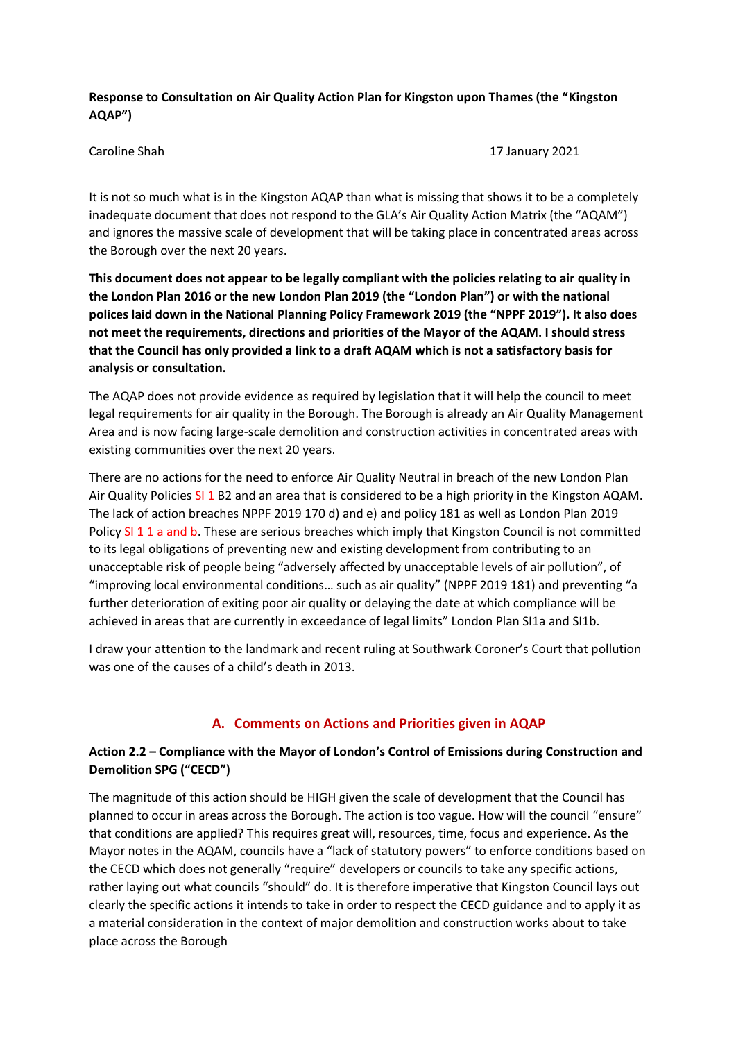**Response to Consultation on Air Quality Action Plan for Kingston upon Thames (the "Kingston AQAP")**

Caroline Shah 17 January 2021

It is not so much what is in the Kingston AQAP than what is missing that shows it to be a completely inadequate document that does not respond to the GLA's Air Quality Action Matrix (the "AQAM") and ignores the massive scale of development that will be taking place in concentrated areas across the Borough over the next 20 years.

**This document does not appear to be legally compliant with the policies relating to air quality in the London Plan 2016 or the new London Plan 2019 (the "London Plan") or with the national polices laid down in the National Planning Policy Framework 2019 (the "NPPF 2019"). It also does not meet the requirements, directions and priorities of the Mayor of the AQAM. I should stress that the Council has only provided a link to a draft AQAM which is not a satisfactory basis for analysis or consultation.**

The AQAP does not provide evidence as required by legislation that it will help the council to meet legal requirements for air quality in the Borough. The Borough is already an Air Quality Management Area and is now facing large-scale demolition and construction activities in concentrated areas with existing communities over the next 20 years.

There are no actions for the need to enforce Air Quality Neutral in breach of the new London Plan Air Quality Policies SI 1 B2 and an area that is considered to be a high priority in the Kingston AQAM. The lack of action breaches NPPF 2019 170 d) and e) and policy 181 as well as London Plan 2019 Policy SI 1 1 a and b. These are serious breaches which imply that Kingston Council is not committed to its legal obligations of preventing new and existing development from contributing to an unacceptable risk of people being "adversely affected by unacceptable levels of air pollution", of "improving local environmental conditions… such as air quality" (NPPF 2019 181) and preventing "a further deterioration of exiting poor air quality or delaying the date at which compliance will be achieved in areas that are currently in exceedance of legal limits" London Plan SI1a and SI1b.

I draw your attention to the landmark and recent ruling at Southwark Coroner's Court that pollution was one of the causes of a child's death in 2013.

## A. Comments on Actions and Priorities given in AQAP

### Action 2.2 – Compliance with the Mayor of London's Control of Emissions during Construction and Demolition SPG ("CECD")

The magnitude of this action should be HIGH given the scale of development that the Council has planned to occur in areas across the Borough. The action is too vague. How will the council "ensure" that conditions are applied? This requires great will, resources, time, focus and experience. As the Mayor notes in the AQAM, councils have a "lack of statutory powers" to enforce conditions based on the CECD which does not generally "require" developers or councils to take any specific actions, rather laying out what councils "should" do. It is therefore imperative that Kingston Council lays out clearly the specific actions it intends to take in order to respect the CECD guidance and to apply it as a material consideration in the context of major demolition and construction works about to take place across the Borough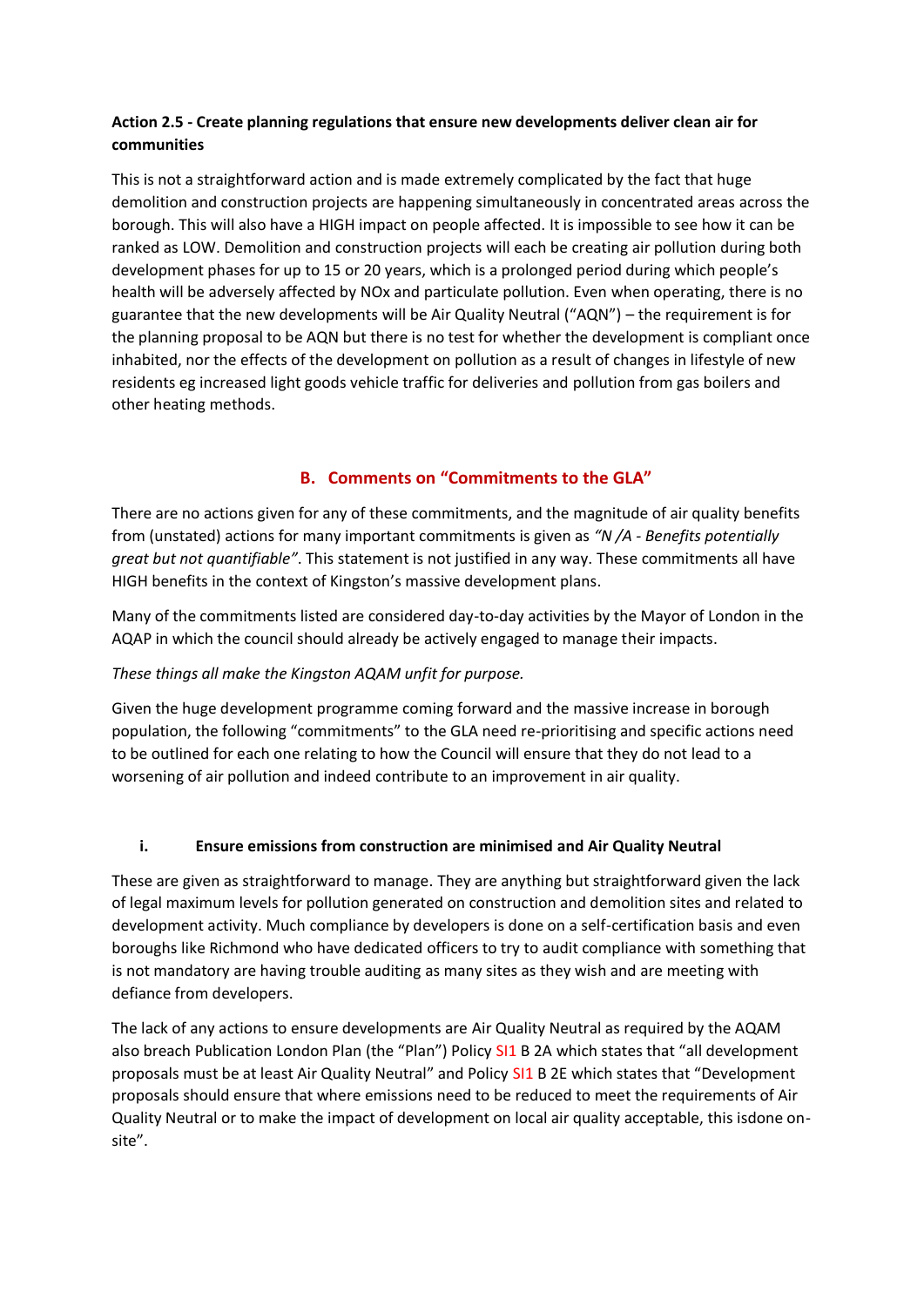**Action 2.5 - Create planning regulations that ensure new developments deliver clean air for communities**

This is not a straightforward action and is made extremely complicated by the fact that huge demolition and construction projects are happening simultaneously in concentrated areas across the borough. This will also have a HIGH impact on people affected. It is impossible to see how it can be ranked as LOW. Demolition and construction projects will each be creating air pollution during both development phases for up to 15 or 20 years, which is a prolonged period during which people's health will be adversely affected by NOx and particulate pollution. Even when operating, there is no guarantee that the new developments will be Air Quality Neutral ("AQN") – the requirement is for the planning proposal to be AQN but there is no test for whether the development is compliant once inhabited, nor the effects of the development on pollution as a result of changes in lifestyle of new residents eg increased light goods vehicle traffic for deliveries and pollution from gas boilers and other heating methods.

## B. Comments on "Commitments to the GLA"

There are no actions given for any of these commitments, and the magnitude of air quality benefits from (unstated) actions for many important commitments is given as *"N /A - Benefits potentially great but not quantifiable"*. This statement is not justified in any way. These commitments all have HIGH benefits in the context of Kingston's massive development plans.

Many of the commitments listed are considered day-to-day activities by the Mayor of London in the AQAP in which the council should already be actively engaged to manage their impacts.

*These things all make the Kingston AQAM unfit for purpose.*

Given the huge development programme coming forward and the massive increase in borough population, the following "commitments" to the GLA need re-prioritising and specific actions need to be outlined for each one relating to how the Council will ensure that they do not lead to a worsening of air pollution and indeed contribute to an improvement in air quality.

### i. Ensure emissions from construction are minimised and Air Quality Neutral

These are given as straightforward to manage. They are anything but straightforward given the lack of legal maximum levels for pollution generated on construction and demolition sites and related to development activity. Much compliance by developers is done on a self-certification basis and even boroughs like Richmond who have dedicated officers to try to audit compliance with something that is not mandatory are having trouble auditing as many sites as they wish and are meeting with defiance from developers.

The lack of any actions to ensure developments are Air Quality Neutral as required by the AQAM also breach Publication London Plan (the "Plan") Policy SI1 B 2A which states that "all development proposals must be at least Air Quality Neutral" and Policy SI1 B 2E which states that "Development proposals should ensure that where emissions need to be reduced to meet the requirements of Air Quality Neutral or to make the impact of development on local air quality acceptable, this isdone on-site".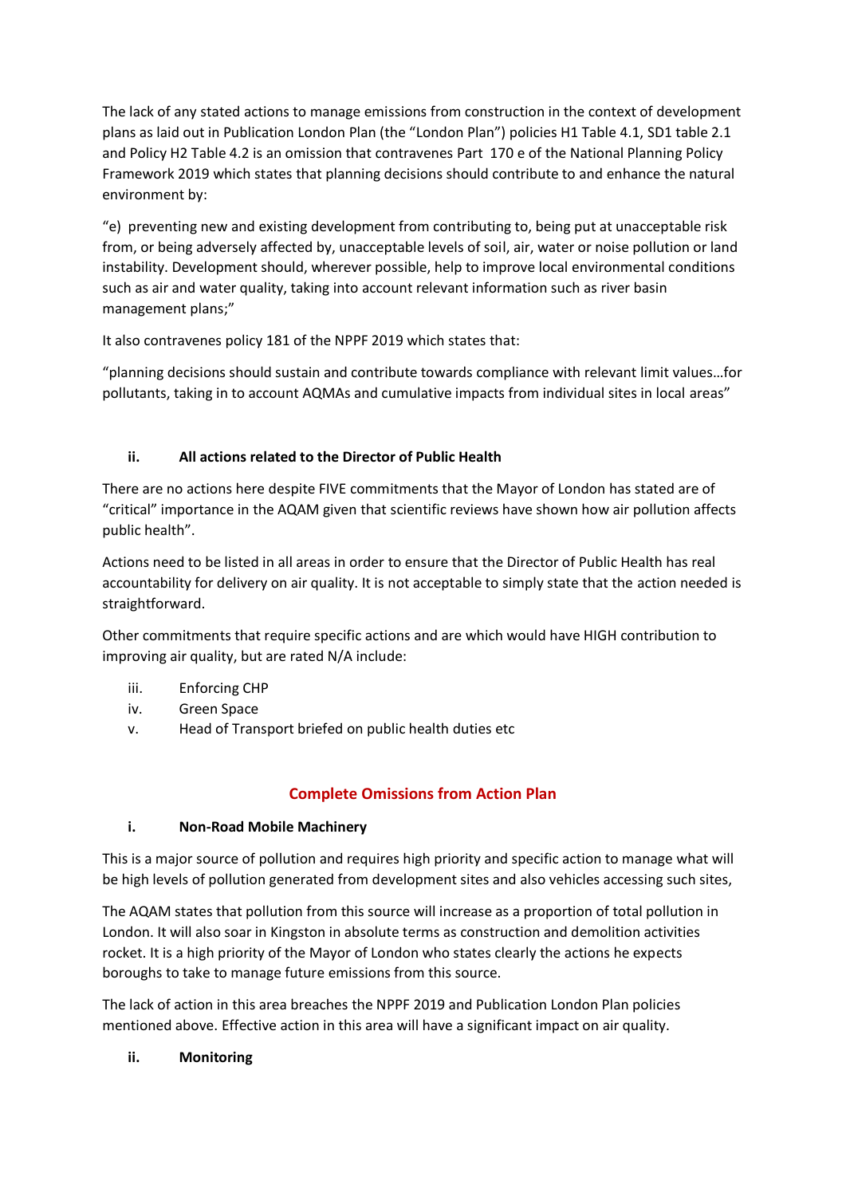The lack of any stated actions to manage emissions from construction in the context of development plans as laid out in Publication London Plan (the "London Plan") policies H1 Table 4.1, SD1 table 2.1 and Policy H2 Table 4.2 is an omission that contravenes Part 170 e of the National Planning Policy Framework 2019 which states that planning decisions should contribute to and enhance the natural environment by:

"e) preventing new and existing development from contributing to, being put at unacceptable risk from, or being adversely affected by, unacceptable levels of soil, air, water or noise pollution or land instability. Development should, wherever possible, help to improve local environmental conditions such as air and water quality, taking into account relevant information such as river basin management plans;"

It also contravenes policy 181 of the NPPF 2019 which states that:

"planning decisions should sustain and contribute towards compliance with relevant limit values…for pollutants, taking in to account AQMAs and cumulative impacts from individual sites in local areas"

**ii. All actions related to the Director of Public Health**

There are no actions here despite FIVE commitments that the Mayor of London has stated are of "critical" importance in the AQAM given that scientific reviews have shown how air pollution affects public health".

Actions need to be listed in all areas in order to ensure that the Director of Public Health has real accountability for delivery on air quality. It is not acceptable to simply state that the action needed is straightforward.

Other commitments that require specific actions and are which would have HIGH contribution to improving air quality, but are rated N/A include:

iii. Enforcing CHP
iv. Green Space
v. Head of Transport briefed on public health duties etc

## Complete Omissions from Action Plan

**i. Non-Road Mobile Machinery**

This is a major source of pollution and requires high priority and specific action to manage what will be high levels of pollution generated from development sites and also vehicles accessing such sites,

The AQAM states that pollution from this source will increase as a proportion of total pollution in London. It will also soar in Kingston in absolute terms as construction and demolition activities rocket. It is a high priority of the Mayor of London who states clearly the actions he expects boroughs to take to manage future emissions from this source.

The lack of action in this area breaches the NPPF 2019 and Publication London Plan policies mentioned above. Effective action in this area will have a significant impact on air quality.

**ii. Monitoring**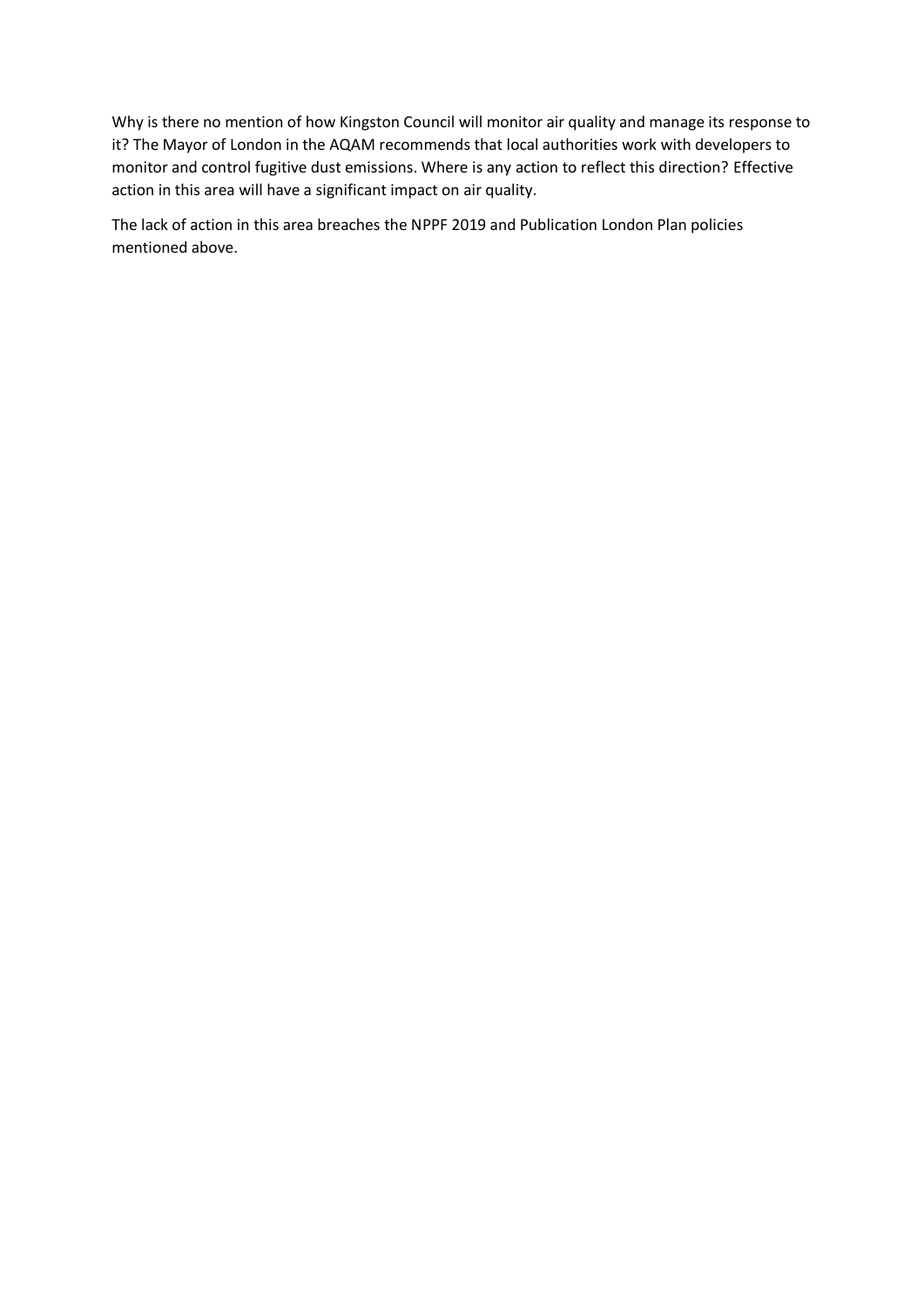Why is there no mention of how Kingston Council will monitor air quality and manage its response to it? The Mayor of London in the AQAM recommends that local authorities work with developers to monitor and control fugitive dust emissions. Where is any action to reflect this direction? Effective action in this area will have a significant impact on air quality.

The lack of action in this area breaches the NPPF 2019 and Publication London Plan policies mentioned above.